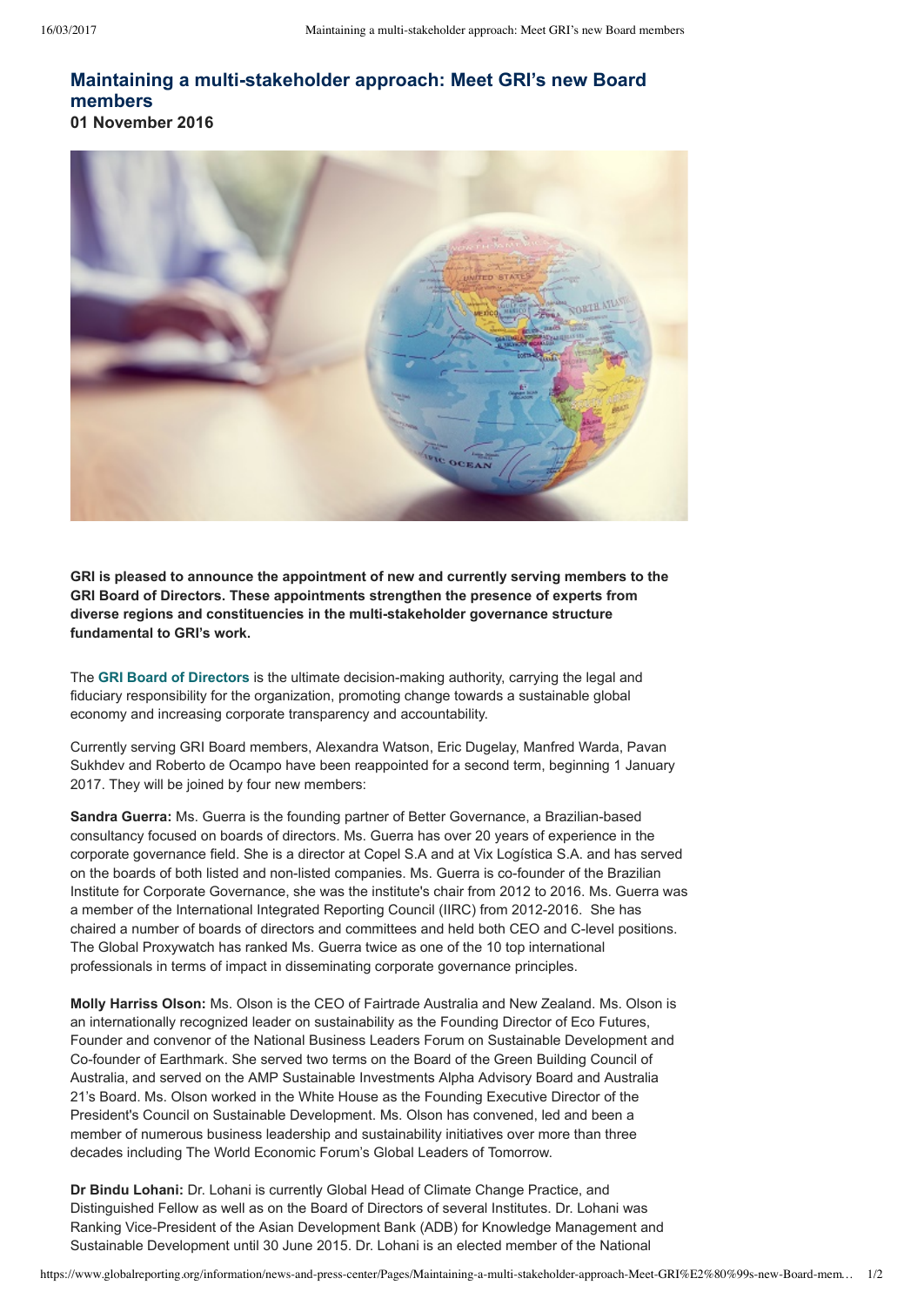# Maintaining a multi-stakeholder approach: Meet GRI's new Board members

**01 November 2016**

**GRI is pleased to announce the appointment of new and currently serving members to the GRI Board of Directors. These appointments strengthen the presence of experts from diverse regions and constituencies in the multi-stakeholder governance structure fundamental to GRI's work.**

The **GRI Board of Directors** is the ultimate decision-making authority, carrying the legal and fiduciary responsibility for the organization, promoting change towards a sustainable global economy and increasing corporate transparency and accountability.

Currently serving GRI Board members, Alexandra Watson, Eric Dugelay, Manfred Warda, Pavan Sukhdev and Roberto de Ocampo have been reappointed for a second term, beginning 1 January 2017. They will be joined by four new members:

**Sandra Guerra:** Ms. Guerra is the founding partner of Better Governance, a Brazilian-based consultancy focused on boards of directors. Ms. Guerra has over 20 years of experience in the corporate governance field. She is a director at Copel S.A and at Vix Logística S.A. and has served on the boards of both listed and non-listed companies. Ms. Guerra is co-founder of the Brazilian Institute for Corporate Governance, she was the institute's chair from 2012 to 2016. Ms. Guerra was a member of the International Integrated Reporting Council (IIRC) from 2012-2016. She has chaired a number of boards of directors and committees and held both CEO and C-level positions. The Global Proxywatch has ranked Ms. Guerra twice as one of the 10 top international professionals in terms of impact in disseminating corporate governance principles.

**Molly Harriss Olson:** Ms. Olson is the CEO of Fairtrade Australia and New Zealand. Ms. Olson is an internationally recognized leader on sustainability as the Founding Director of Eco Futures, Founder and convenor of the National Business Leaders Forum on Sustainable Development and Co-founder of Earthmark. She served two terms on the Board of the Green Building Council of Australia, and served on the AMP Sustainable Investments Alpha Advisory Board and Australia 21's Board. Ms. Olson worked in the White House as the Founding Executive Director of the President's Council on Sustainable Development. Ms. Olson has convened, led and been a member of numerous business leadership and sustainability initiatives over more than three decades including The World Economic Forum's Global Leaders of Tomorrow.

**Dr Bindu Lohani:** Dr. Lohani is currently Global Head of Climate Change Practice, and Distinguished Fellow as well as on the Board of Directors of several Institutes. Dr. Lohani was Ranking Vice-President of the Asian Development Bank (ADB) for Knowledge Management and Sustainable Development until 30 June 2015. Dr. Lohani is an elected member of the National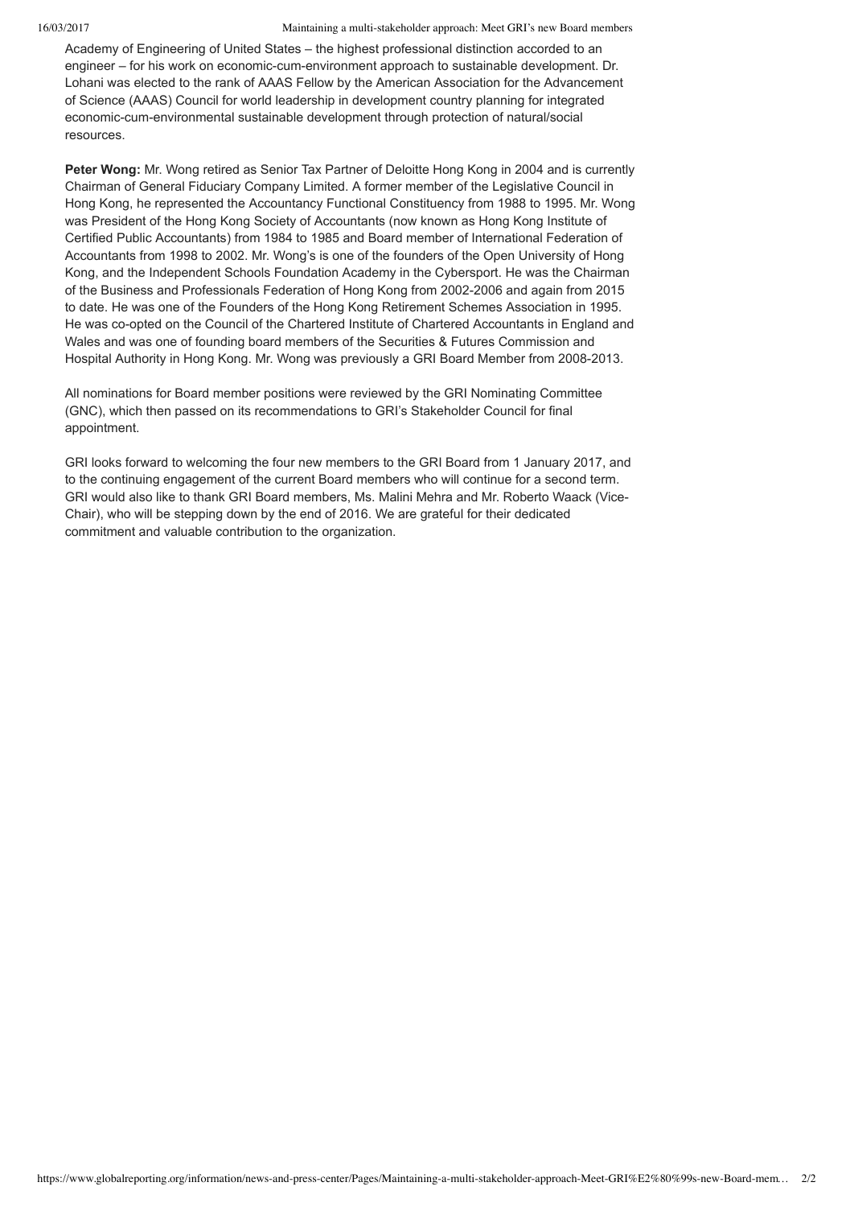Academy of Engineering of United States – the highest professional distinction accorded to an engineer – for his work on economic-cum-environment approach to sustainable development. Dr. Lohani was elected to the rank of AAAS Fellow by the American Association for the Advancement of Science (AAAS) Council for world leadership in development country planning for integrated economic-cum-environmental sustainable development through protection of natural/social resources.

**Peter Wong:** Mr. Wong retired as Senior Tax Partner of Deloitte Hong Kong in 2004 and is currently Chairman of General Fiduciary Company Limited. A former member of the Legislative Council in Hong Kong, he represented the Accountancy Functional Constituency from 1988 to 1995. Mr. Wong was President of the Hong Kong Society of Accountants (now known as Hong Kong Institute of Certified Public Accountants) from 1984 to 1985 and Board member of International Federation of Accountants from 1998 to 2002. Mr. Wong's is one of the founders of the Open University of Hong Kong, and the Independent Schools Foundation Academy in the Cybersport. He was the Chairman of the Business and Professionals Federation of Hong Kong from 2002-2006 and again from 2015 to date. He was one of the Founders of the Hong Kong Retirement Schemes Association in 1995. He was co-opted on the Council of the Chartered Institute of Chartered Accountants in England and Wales and was one of founding board members of the Securities & Futures Commission and Hospital Authority in Hong Kong. Mr. Wong was previously a GRI Board Member from 2008-2013.

All nominations for Board member positions were reviewed by the GRI Nominating Committee (GNC), which then passed on its recommendations to GRI's Stakeholder Council for final appointment.

GRI looks forward to welcoming the four new members to the GRI Board from 1 January 2017, and to the continuing engagement of the current Board members who will continue for a second term. GRI would also like to thank GRI Board members, Ms. Malini Mehra and Mr. Roberto Waack (Vice-Chair), who will be stepping down by the end of 2016. We are grateful for their dedicated commitment and valuable contribution to the organization.